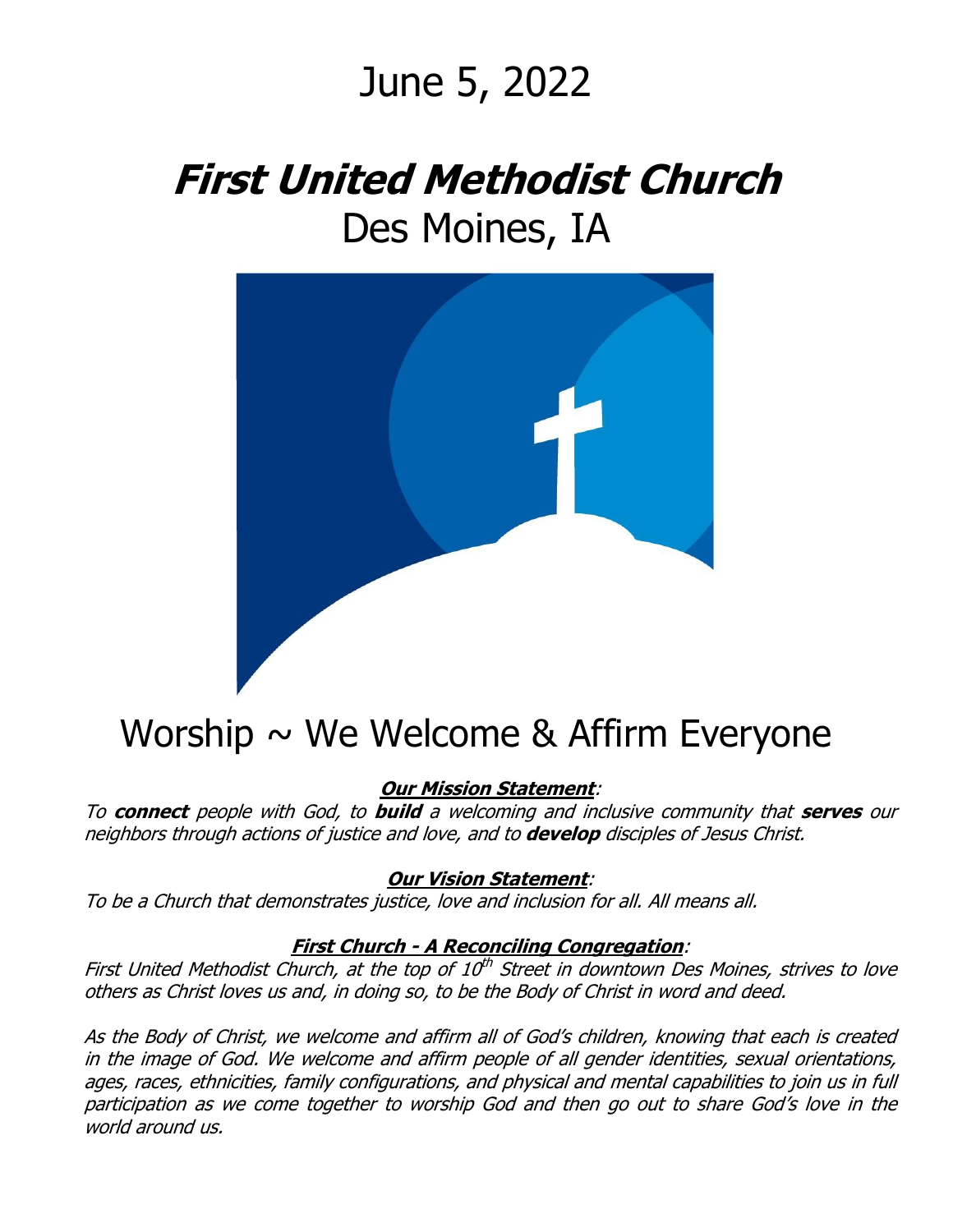# June 5, 2022

# ***First United Methodist Church***

# Des Moines, IA

## Worship ~ We Welcome & Affirm Everyone

***Our Mission Statement:***

*To **connect** people with God, to **build** a welcoming and inclusive community that **serves** our neighbors through actions of justice and love, and to **develop** disciples of Jesus Christ.*

***Our Vision Statement:***

*To be a Church that demonstrates justice, love and inclusion for all. All means all.*

***First Church - A Reconciling Congregation:***

*First United Methodist Church, at the top of 10th Street in downtown Des Moines, strives to love others as Christ loves us and, in doing so, to be the Body of Christ in word and deed.*

*As the Body of Christ, we welcome and affirm all of God's children, knowing that each is created in the image of God. We welcome and affirm people of all gender identities, sexual orientations, ages, races, ethnicities, family configurations, and physical and mental capabilities to join us in full participation as we come together to worship God and then go out to share God's love in the world around us.*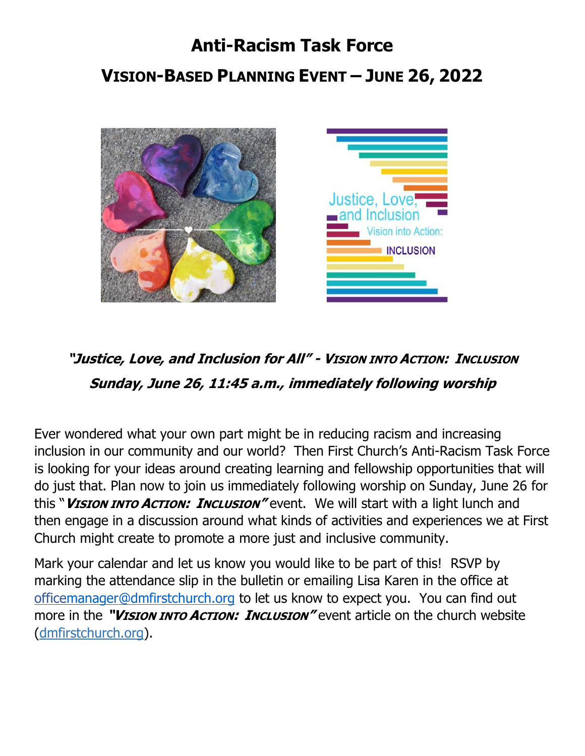# Anti-Racism Task Force

## Vision-Based Planning Event – June 26, 2022

***"Justice, Love, and Inclusion for All" - Vision into Action: Inclusion***

***Sunday, June 26, 11:45 a.m., immediately following worship***

Ever wondered what your own part might be in reducing racism and increasing inclusion in our community and our world? Then First Church's Anti-Racism Task Force is looking for your ideas around creating learning and fellowship opportunities that will do just that. Plan now to join us immediately following worship on Sunday, June 26 for this "***Vision into Action: Inclusion***" event. We will start with a light lunch and then engage in a discussion around what kinds of activities and experiences we at First Church might create to promote a more just and inclusive community.

Mark your calendar and let us know you would like to be part of this! RSVP by marking the attendance slip in the bulletin or emailing Lisa Karen in the office at officemanager@dmfirstchurch.org to let us know to expect you. You can find out more in the ***"Vision into Action: Inclusion"*** event article on the church website (dmfirstchurch.org).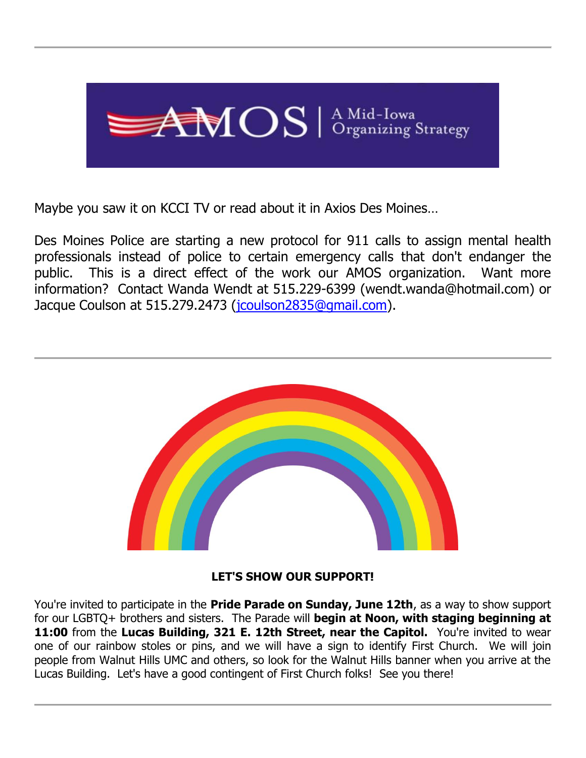---

Maybe you saw it on KCCI TV or read about it in Axios Des Moines…

Des Moines Police are starting a new protocol for 911 calls to assign mental health professionals instead of police to certain emergency calls that don't endanger the public. This is a direct effect of the work our AMOS organization. Want more information? Contact Wanda Wendt at 515.229-6399 (wendt.wanda@hotmail.com) or Jacque Coulson at 515.279.2473 (jcoulson2835@gmail.com).

---

**LET'S SHOW OUR SUPPORT!**

You're invited to participate in the **Pride Parade on Sunday, June 12th**, as a way to show support for our LGBTQ+ brothers and sisters. The Parade will **begin at Noon, with staging beginning at 11:00** from the **Lucas Building, 321 E. 12th Street, near the Capitol.** You're invited to wear one of our rainbow stoles or pins, and we will have a sign to identify First Church. We will join people from Walnut Hills UMC and others, so look for the Walnut Hills banner when you arrive at the Lucas Building. Let's have a good contingent of First Church folks! See you there!

---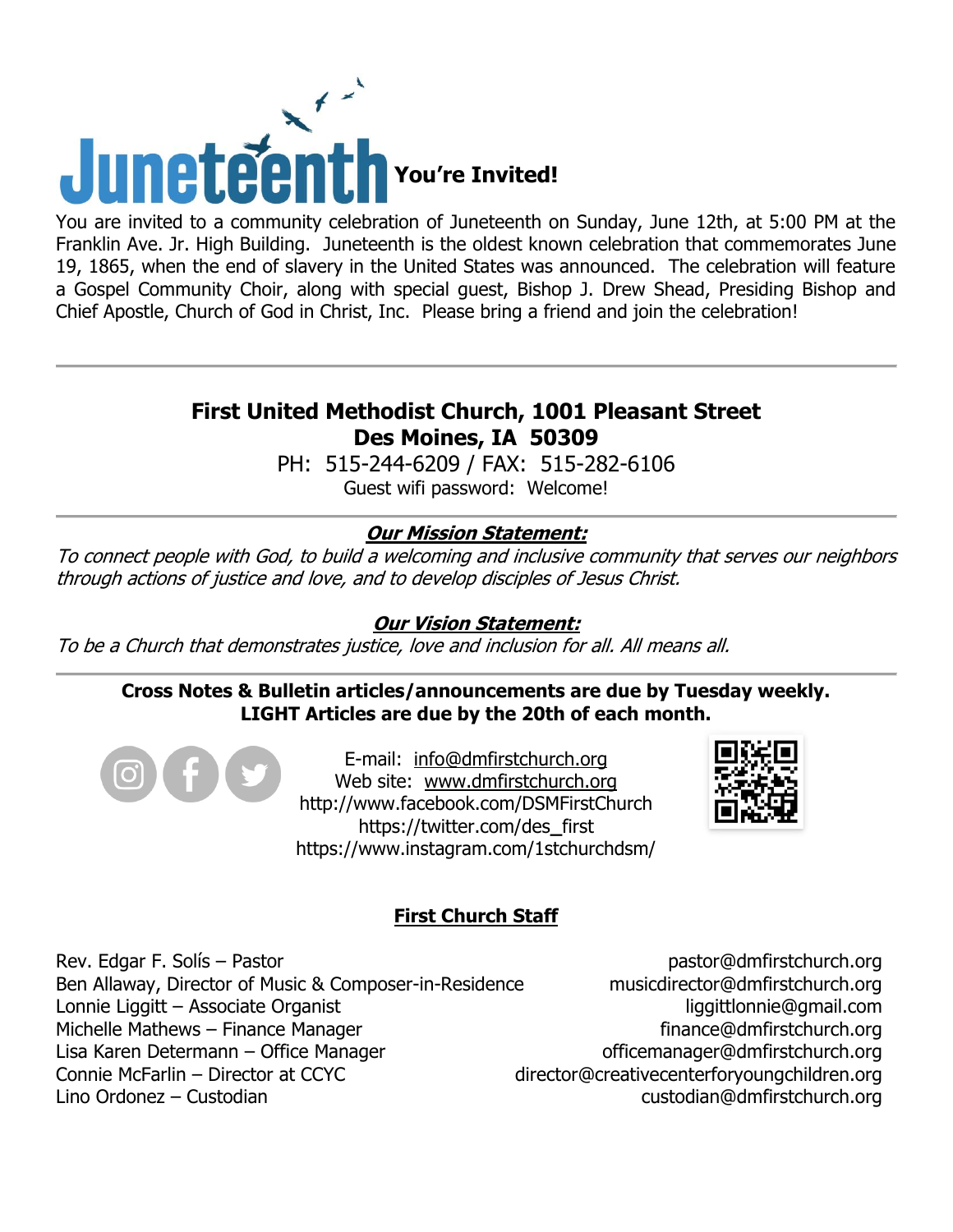# Juneteenth You're Invited!

You are invited to a community celebration of Juneteenth on Sunday, June 12th, at 5:00 PM at the Franklin Ave. Jr. High Building. Juneteenth is the oldest known celebration that commemorates June 19, 1865, when the end of slavery in the United States was announced. The celebration will feature a Gospel Community Choir, along with special guest, Bishop J. Drew Shead, Presiding Bishop and Chief Apostle, Church of God in Christ, Inc. Please bring a friend and join the celebration!

---

**First United Methodist Church, 1001 Pleasant Street**
**Des Moines, IA 50309**

PH: 515-244-6209 / FAX: 515-282-6106

Guest wifi password: Welcome!

---

***Our Mission Statement:***

*To connect people with God, to build a welcoming and inclusive community that serves our neighbors through actions of justice and love, and to develop disciples of Jesus Christ.*

***Our Vision Statement:***

*To be a Church that demonstrates justice, love and inclusion for all. All means all.*

---

**Cross Notes & Bulletin articles/announcements are due by Tuesday weekly.**
**LIGHT Articles are due by the 20th of each month.**

E-mail: info@dmfirstchurch.org
Web site: www.dmfirstchurch.org
http://www.facebook.com/DSMFirstChurch
https://twitter.com/des_first
https://www.instagram.com/1stchurchdsm/

## First Church Staff

| | |
|---|---|
| Rev. Edgar F. Solís – Pastor | pastor@dmfirstchurch.org |
| Ben Allaway, Director of Music & Composer-in-Residence | musicdirector@dmfirstchurch.org |
| Lonnie Liggitt – Associate Organist | liggittlonnie@gmail.com |
| Michelle Mathews – Finance Manager | finance@dmfirstchurch.org |
| Lisa Karen Determann – Office Manager | officemanager@dmfirstchurch.org |
| Connie McFarlin – Director at CCYC | director@creativecenterforyoungchildren.org |
| Lino Ordonez – Custodian | custodian@dmfirstchurch.org |